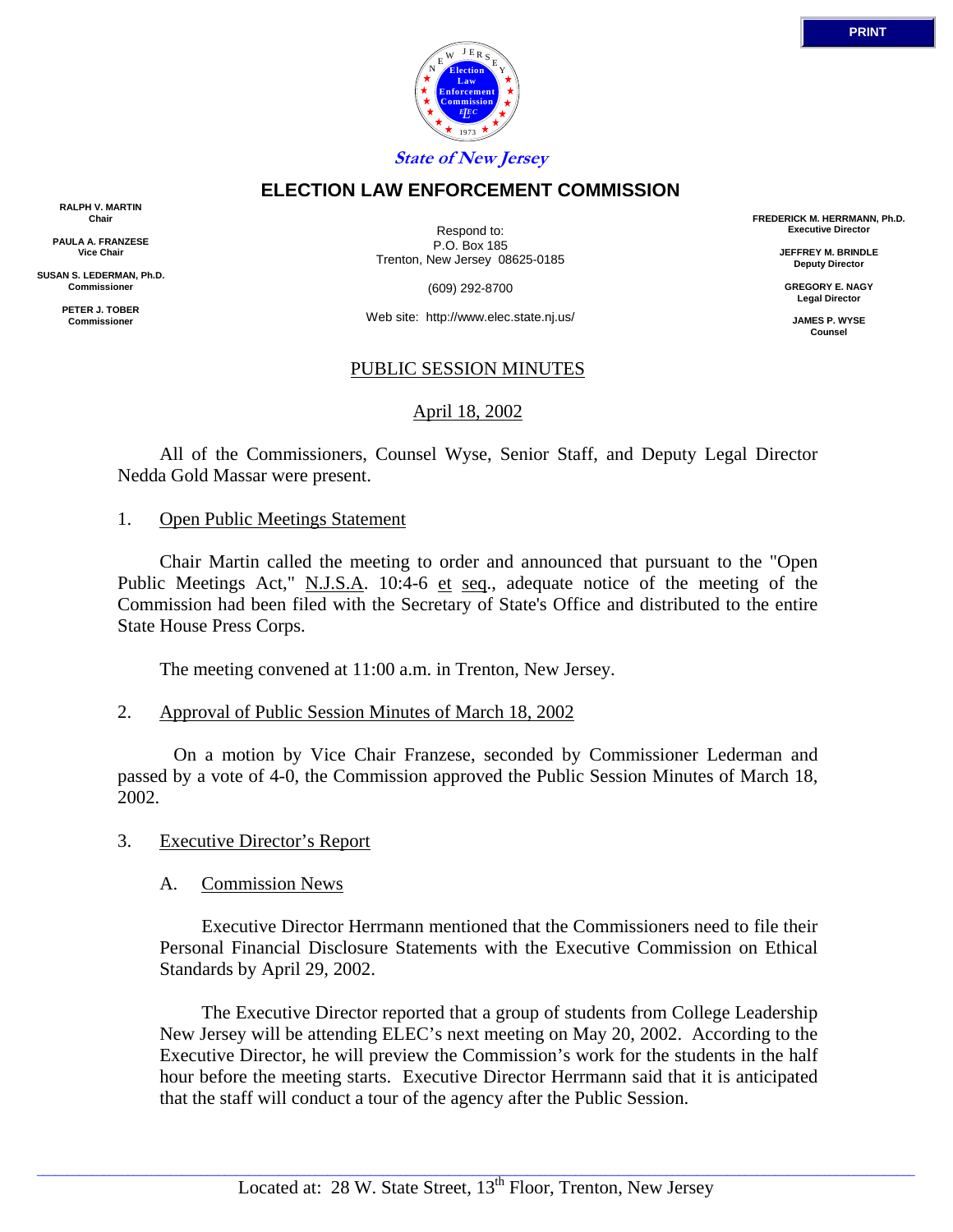State of New Jersey

# ELECTION LAW ENFORCEMENT COMMISSION

**RALPH V. MARTIN**
**Chair**

**PAULA A. FRANZESE**
**Vice Chair**

**SUSAN S. LEDERMAN, Ph.D.**
**Commissioner**

**PETER J. TOBER**
**Commissioner**

Respond to:
P.O. Box 185
Trenton, New Jersey 08625-0185

(609) 292-8700

Web site: http://www.elec.state.nj.us/

**FREDERICK M. HERRMANN, Ph.D.**
**Executive Director**

**JEFFREY M. BRINDLE**
**Deputy Director**

**GREGORY E. NAGY**
**Legal Director**

**JAMES P. WYSE**
**Counsel**

## PUBLIC SESSION MINUTES

April 18, 2002

All of the Commissioners, Counsel Wyse, Senior Staff, and Deputy Legal Director Nedda Gold Massar were present.

1. Open Public Meetings Statement

Chair Martin called the meeting to order and announced that pursuant to the "Open Public Meetings Act," N.J.S.A. 10:4-6 et seq., adequate notice of the meeting of the Commission had been filed with the Secretary of State's Office and distributed to the entire State House Press Corps.

The meeting convened at 11:00 a.m. in Trenton, New Jersey.

2. Approval of Public Session Minutes of March 18, 2002

On a motion by Vice Chair Franzese, seconded by Commissioner Lederman and passed by a vote of 4-0, the Commission approved the Public Session Minutes of March 18, 2002.

3. Executive Director's Report

A. Commission News

Executive Director Herrmann mentioned that the Commissioners need to file their Personal Financial Disclosure Statements with the Executive Commission on Ethical Standards by April 29, 2002.

The Executive Director reported that a group of students from College Leadership New Jersey will be attending ELEC's next meeting on May 20, 2002. According to the Executive Director, he will preview the Commission's work for the students in the half hour before the meeting starts. Executive Director Herrmann said that it is anticipated that the staff will conduct a tour of the agency after the Public Session.

Located at: 28 W. State Street, 13th Floor, Trenton, New Jersey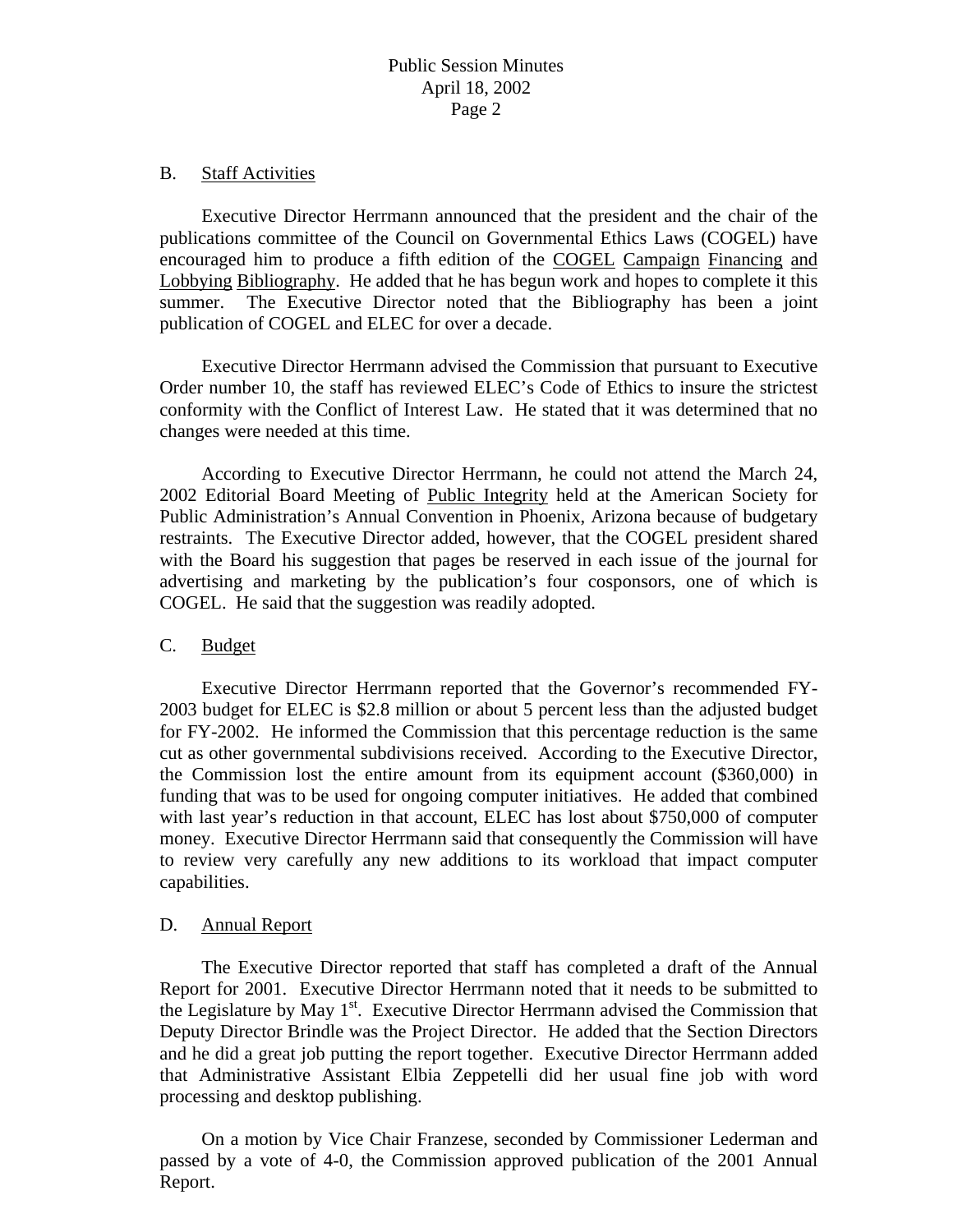B. Staff Activities

Executive Director Herrmann announced that the president and the chair of the publications committee of the Council on Governmental Ethics Laws (COGEL) have encouraged him to produce a fifth edition of the COGEL Campaign Financing and Lobbying Bibliography. He added that he has begun work and hopes to complete it this summer. The Executive Director noted that the Bibliography has been a joint publication of COGEL and ELEC for over a decade.

Executive Director Herrmann advised the Commission that pursuant to Executive Order number 10, the staff has reviewed ELEC's Code of Ethics to insure the strictest conformity with the Conflict of Interest Law. He stated that it was determined that no changes were needed at this time.

According to Executive Director Herrmann, he could not attend the March 24, 2002 Editorial Board Meeting of Public Integrity held at the American Society for Public Administration's Annual Convention in Phoenix, Arizona because of budgetary restraints. The Executive Director added, however, that the COGEL president shared with the Board his suggestion that pages be reserved in each issue of the journal for advertising and marketing by the publication's four cosponsors, one of which is COGEL. He said that the suggestion was readily adopted.

C. Budget

Executive Director Herrmann reported that the Governor's recommended FY-2003 budget for ELEC is $2.8 million or about 5 percent less than the adjusted budget for FY-2002. He informed the Commission that this percentage reduction is the same cut as other governmental subdivisions received. According to the Executive Director, the Commission lost the entire amount from its equipment account ($360,000) in funding that was to be used for ongoing computer initiatives. He added that combined with last year's reduction in that account, ELEC has lost about $750,000 of computer money. Executive Director Herrmann said that consequently the Commission will have to review very carefully any new additions to its workload that impact computer capabilities.

D. Annual Report

The Executive Director reported that staff has completed a draft of the Annual Report for 2001. Executive Director Herrmann noted that it needs to be submitted to the Legislature by May 1st. Executive Director Herrmann advised the Commission that Deputy Director Brindle was the Project Director. He added that the Section Directors and he did a great job putting the report together. Executive Director Herrmann added that Administrative Assistant Elbia Zeppetelli did her usual fine job with word processing and desktop publishing.

On a motion by Vice Chair Franzese, seconded by Commissioner Lederman and passed by a vote of 4-0, the Commission approved publication of the 2001 Annual Report.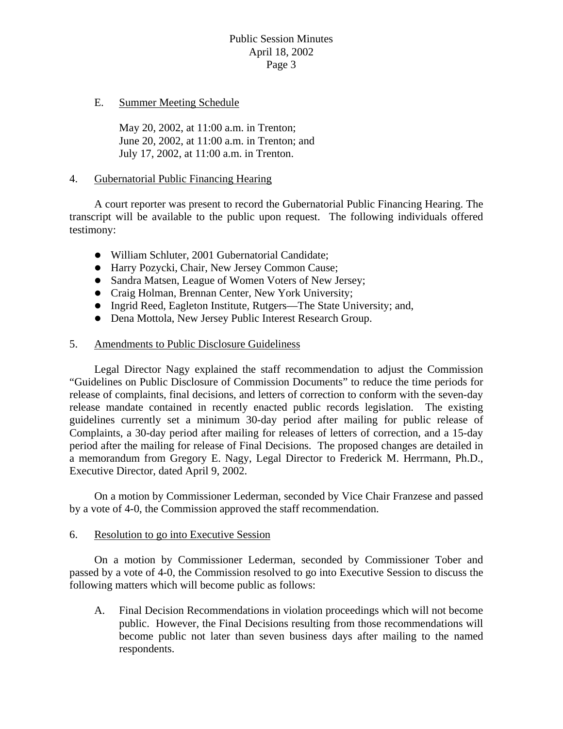E. Summer Meeting Schedule

May 20, 2002, at 11:00 a.m. in Trenton;
June 20, 2002, at 11:00 a.m. in Trenton; and
July 17, 2002, at 11:00 a.m. in Trenton.

4. Gubernatorial Public Financing Hearing

A court reporter was present to record the Gubernatorial Public Financing Hearing. The transcript will be available to the public upon request. The following individuals offered testimony:

- William Schluter, 2001 Gubernatorial Candidate;
- Harry Pozycki, Chair, New Jersey Common Cause;
- Sandra Matsen, League of Women Voters of New Jersey;
- Craig Holman, Brennan Center, New York University;
- Ingrid Reed, Eagleton Institute, Rutgers—The State University; and,
- Dena Mottola, New Jersey Public Interest Research Group.

5. Amendments to Public Disclosure Guideliness

Legal Director Nagy explained the staff recommendation to adjust the Commission "Guidelines on Public Disclosure of Commission Documents" to reduce the time periods for release of complaints, final decisions, and letters of correction to conform with the seven-day release mandate contained in recently enacted public records legislation. The existing guidelines currently set a minimum 30-day period after mailing for public release of Complaints, a 30-day period after mailing for releases of letters of correction, and a 15-day period after the mailing for release of Final Decisions. The proposed changes are detailed in a memorandum from Gregory E. Nagy, Legal Director to Frederick M. Herrmann, Ph.D., Executive Director, dated April 9, 2002.

On a motion by Commissioner Lederman, seconded by Vice Chair Franzese and passed by a vote of 4-0, the Commission approved the staff recommendation.

6. Resolution to go into Executive Session

On a motion by Commissioner Lederman, seconded by Commissioner Tober and passed by a vote of 4-0, the Commission resolved to go into Executive Session to discuss the following matters which will become public as follows:

A. Final Decision Recommendations in violation proceedings which will not become public. However, the Final Decisions resulting from those recommendations will become public not later than seven business days after mailing to the named respondents.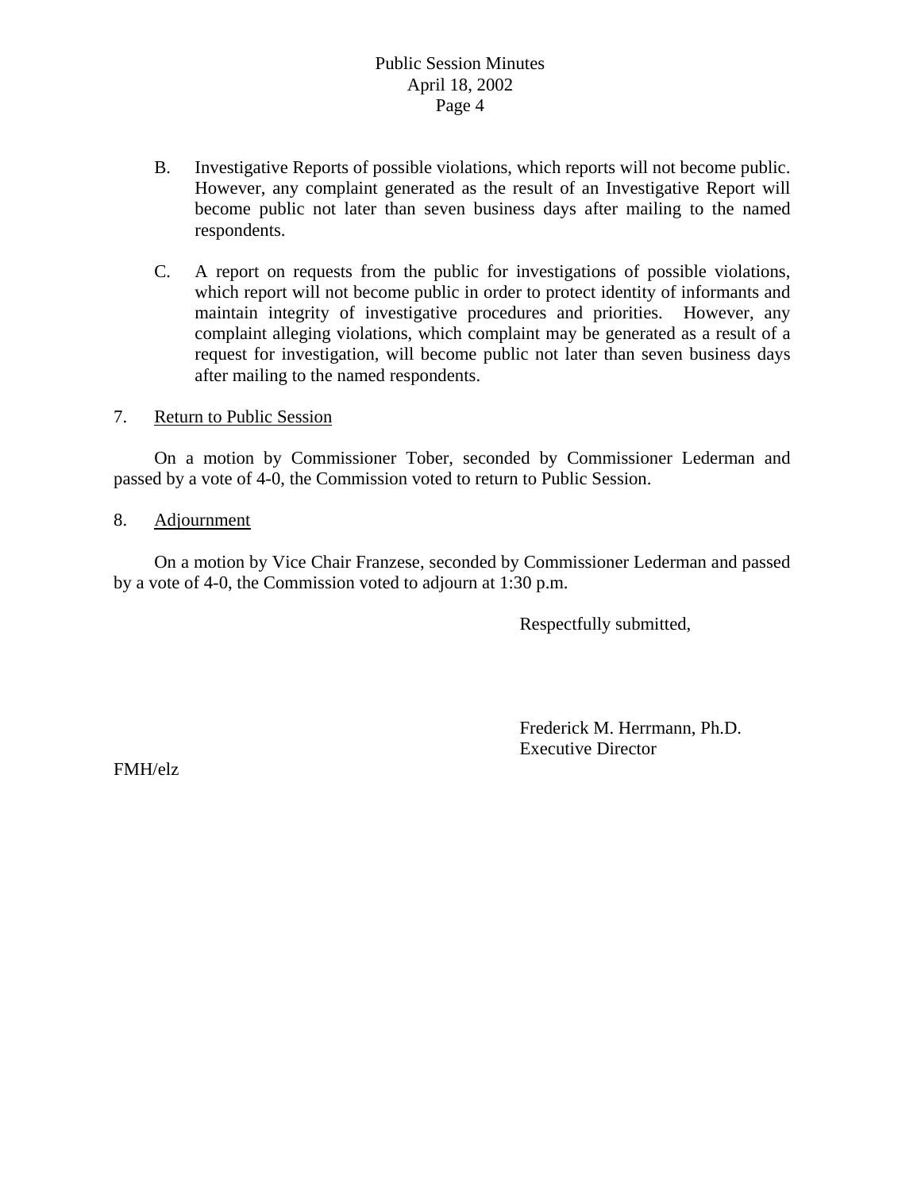B. Investigative Reports of possible violations, which reports will not become public. However, any complaint generated as the result of an Investigative Report will become public not later than seven business days after mailing to the named respondents.

C. A report on requests from the public for investigations of possible violations, which report will not become public in order to protect identity of informants and maintain integrity of investigative procedures and priorities. However, any complaint alleging violations, which complaint may be generated as a result of a request for investigation, will become public not later than seven business days after mailing to the named respondents.

7. Return to Public Session

On a motion by Commissioner Tober, seconded by Commissioner Lederman and passed by a vote of 4-0, the Commission voted to return to Public Session.

8. Adjournment

On a motion by Vice Chair Franzese, seconded by Commissioner Lederman and passed by a vote of 4-0, the Commission voted to adjourn at 1:30 p.m.

Respectfully submitted,

Frederick M. Herrmann, Ph.D.
Executive Director

FMH/elz